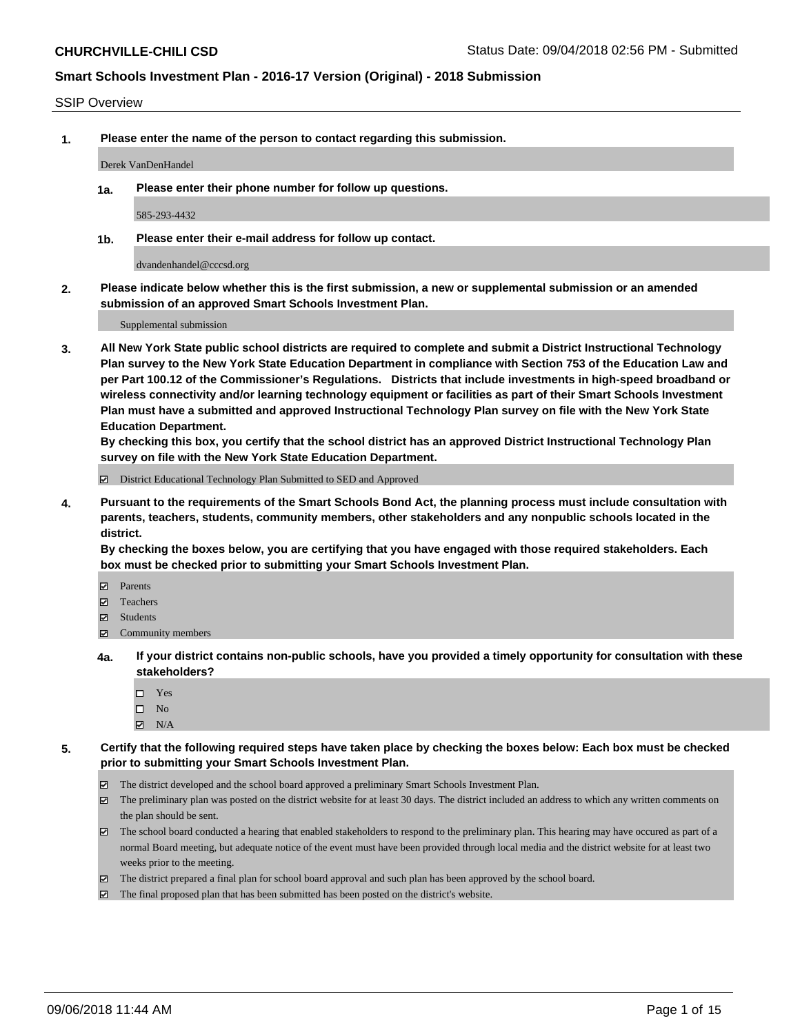**CHURCHVILLE-CHILI CSD**

Status Date: 09/04/2018 02:56 PM - Submitted

## Smart Schools Investment Plan - 2016-17 Version (Original) - 2018 Submission

SSIP Overview

**1. Please enter the name of the person to contact regarding this submission.**

Derek VanDenHandel

**1a. Please enter their phone number for follow up questions.**

585-293-4432

**1b. Please enter their e-mail address for follow up contact.**

dvandenhandel@cccsd.org

**2. Please indicate below whether this is the first submission, a new or supplemental submission or an amended submission of an approved Smart Schools Investment Plan.**

Supplemental submission

**3. All New York State public school districts are required to complete and submit a District Instructional Technology Plan survey to the New York State Education Department in compliance with Section 753 of the Education Law and per Part 100.12 of the Commissioner's Regulations. Districts that include investments in high-speed broadband or wireless connectivity and/or learning technology equipment or facilities as part of their Smart Schools Investment Plan must have a submitted and approved Instructional Technology Plan survey on file with the New York State Education Department.**
**By checking this box, you certify that the school district has an approved District Instructional Technology Plan survey on file with the New York State Education Department.**

☑ District Educational Technology Plan Submitted to SED and Approved

**4. Pursuant to the requirements of the Smart Schools Bond Act, the planning process must include consultation with parents, teachers, students, community members, other stakeholders and any nonpublic schools located in the district.**
**By checking the boxes below, you are certifying that you have engaged with those required stakeholders. Each box must be checked prior to submitting your Smart Schools Investment Plan.**

☑ Parents
☑ Teachers
☑ Students
☑ Community members

**4a. If your district contains non-public schools, have you provided a timely opportunity for consultation with these stakeholders?**

☐ Yes
☐ No
☑ N/A

**5. Certify that the following required steps have taken place by checking the boxes below: Each box must be checked prior to submitting your Smart Schools Investment Plan.**

☑ The district developed and the school board approved a preliminary Smart Schools Investment Plan.
☑ The preliminary plan was posted on the district website for at least 30 days. The district included an address to which any written comments on the plan should be sent.
☑ The school board conducted a hearing that enabled stakeholders to respond to the preliminary plan. This hearing may have occured as part of a normal Board meeting, but adequate notice of the event must have been provided through local media and the district website for at least two weeks prior to the meeting.
☑ The district prepared a final plan for school board approval and such plan has been approved by the school board.
☑ The final proposed plan that has been submitted has been posted on the district's website.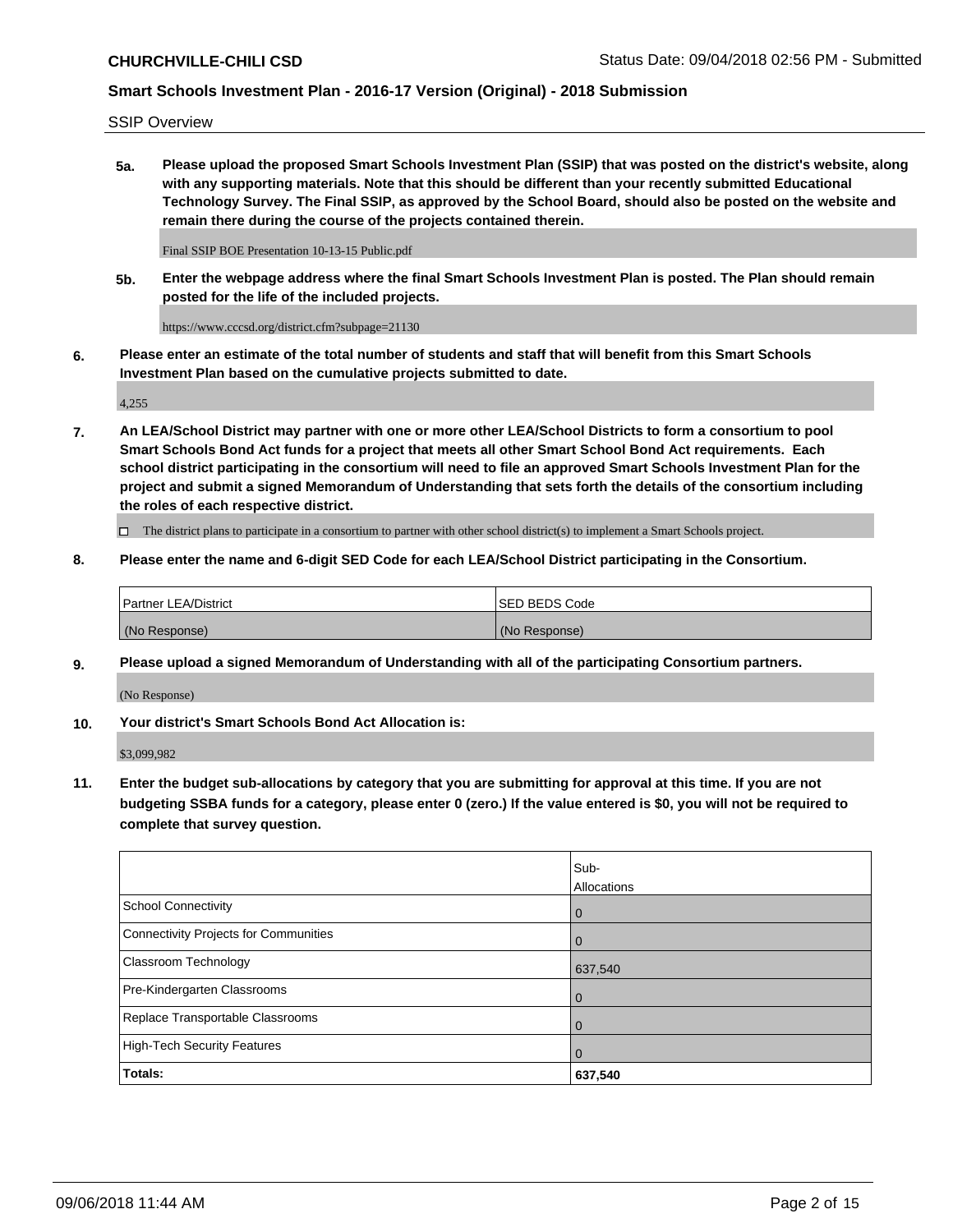SSIP Overview

**5a. Please upload the proposed Smart Schools Investment Plan (SSIP) that was posted on the district's website, along with any supporting materials. Note that this should be different than your recently submitted Educational Technology Survey. The Final SSIP, as approved by the School Board, should also be posted on the website and remain there during the course of the projects contained therein.**

Final SSIP BOE Presentation 10-13-15 Public.pdf

**5b. Enter the webpage address where the final Smart Schools Investment Plan is posted. The Plan should remain posted for the life of the included projects.**

https://www.cccsd.org/district.cfm?subpage=21130

**6. Please enter an estimate of the total number of students and staff that will benefit from this Smart Schools Investment Plan based on the cumulative projects submitted to date.**

4,255

**7. An LEA/School District may partner with one or more other LEA/School Districts to form a consortium to pool Smart Schools Bond Act funds for a project that meets all other Smart School Bond Act requirements. Each school district participating in the consortium will need to file an approved Smart Schools Investment Plan for the project and submit a signed Memorandum of Understanding that sets forth the details of the consortium including the roles of each respective district.**

☐ The district plans to participate in a consortium to partner with other school district(s) to implement a Smart Schools project.

**8. Please enter the name and 6-digit SED Code for each LEA/School District participating in the Consortium.**

| Partner LEA/District | SED BEDS Code |
|---|---|
| (No Response) | (No Response) |

**9. Please upload a signed Memorandum of Understanding with all of the participating Consortium partners.**

(No Response)

**10. Your district's Smart Schools Bond Act Allocation is:**

$3,099,982

**11. Enter the budget sub-allocations by category that you are submitting for approval at this time. If you are not budgeting SSBA funds for a category, please enter 0 (zero.) If the value entered is $0, you will not be required to complete that survey question.**

| | Sub-Allocations |
|---|---|
| School Connectivity | 0 |
| Connectivity Projects for Communities | 0 |
| Classroom Technology | 637,540 |
| Pre-Kindergarten Classrooms | 0 |
| Replace Transportable Classrooms | 0 |
| High-Tech Security Features | 0 |
| **Totals:** | **637,540** |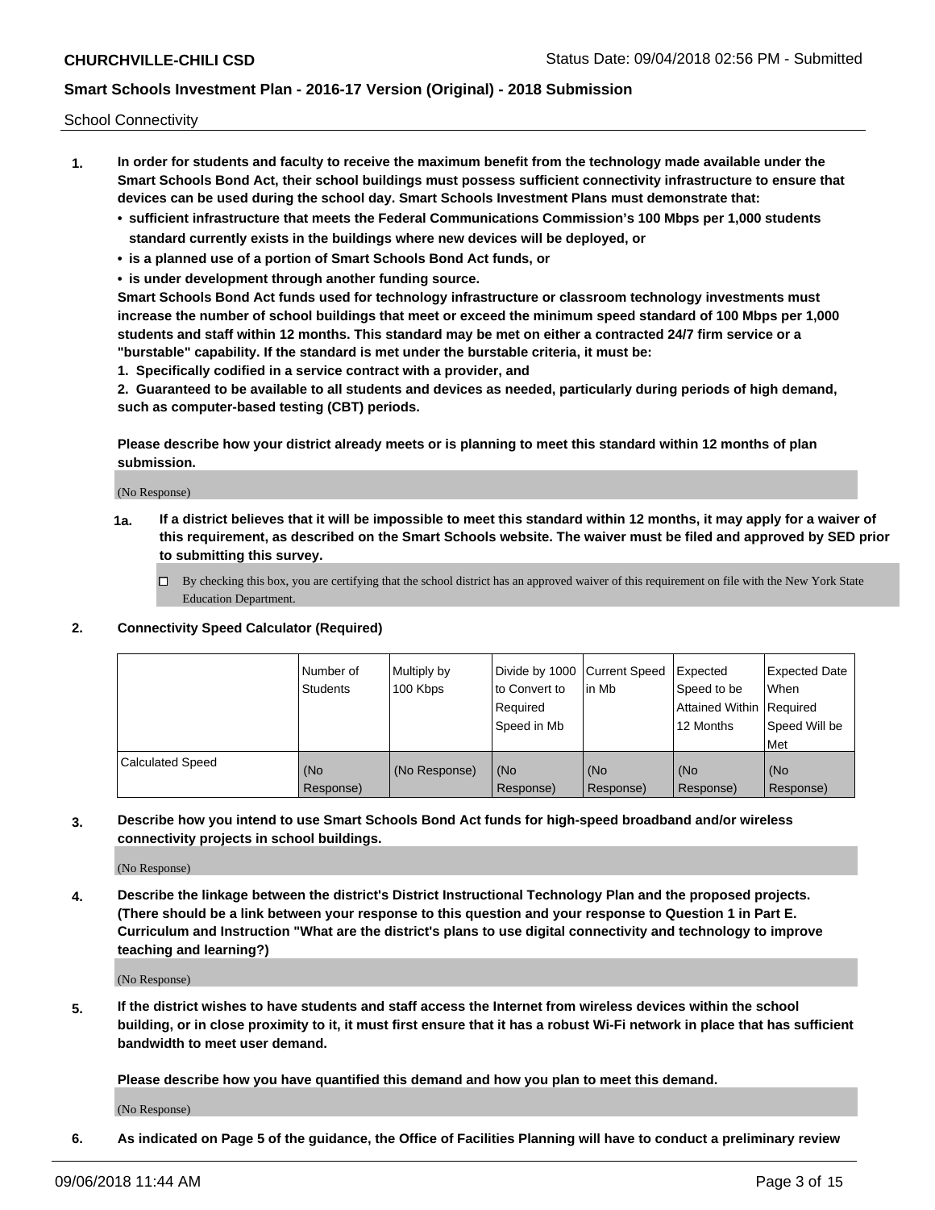School Connectivity

1. **In order for students and faculty to receive the maximum benefit from the technology made available under the Smart Schools Bond Act, their school buildings must possess sufficient connectivity infrastructure to ensure that devices can be used during the school day. Smart Schools Investment Plans must demonstrate that:**
   - **sufficient infrastructure that meets the Federal Communications Commission's 100 Mbps per 1,000 students standard currently exists in the buildings where new devices will be deployed, or**
   - **is a planned use of a portion of Smart Schools Bond Act funds, or**
   - **is under development through another funding source.**

   **Smart Schools Bond Act funds used for technology infrastructure or classroom technology investments must increase the number of school buildings that meet or exceed the minimum speed standard of 100 Mbps per 1,000 students and staff within 12 months. This standard may be met on either a contracted 24/7 firm service or a "burstable" capability. If the standard is met under the burstable criteria, it must be:**

   **1. Specifically codified in a service contract with a provider, and**

   **2. Guaranteed to be available to all students and devices as needed, particularly during periods of high demand, such as computer-based testing (CBT) periods.**

   **Please describe how your district already meets or is planning to meet this standard within 12 months of plan submission.**

   (No Response)

   **1a. If a district believes that it will be impossible to meet this standard within 12 months, it may apply for a waiver of this requirement, as described on the Smart Schools website. The waiver must be filed and approved by SED prior to submitting this survey.**

   ☐ By checking this box, you are certifying that the school district has an approved waiver of this requirement on file with the New York State Education Department.

2. **Connectivity Speed Calculator (Required)**

| | Number of Students | Multiply by 100 Kbps | Divide by 1000 to Convert to Required Speed in Mb | Current Speed in Mb | Expected Speed to be Attained Within 12 Months | Expected Date When Required Speed Will be Met |
|---|---|---|---|---|---|---|
| Calculated Speed | (No Response) | (No Response) | (No Response) | (No Response) | (No Response) | (No Response) |

3. **Describe how you intend to use Smart Schools Bond Act funds for high-speed broadband and/or wireless connectivity projects in school buildings.**

   (No Response)

4. **Describe the linkage between the district's District Instructional Technology Plan and the proposed projects. (There should be a link between your response to this question and your response to Question 1 in Part E. Curriculum and Instruction "What are the district's plans to use digital connectivity and technology to improve teaching and learning?)**

   (No Response)

5. **If the district wishes to have students and staff access the Internet from wireless devices within the school building, or in close proximity to it, it must first ensure that it has a robust Wi-Fi network in place that has sufficient bandwidth to meet user demand.**

   **Please describe how you have quantified this demand and how you plan to meet this demand.**

   (No Response)

6. **As indicated on Page 5 of the guidance, the Office of Facilities Planning will have to conduct a preliminary review**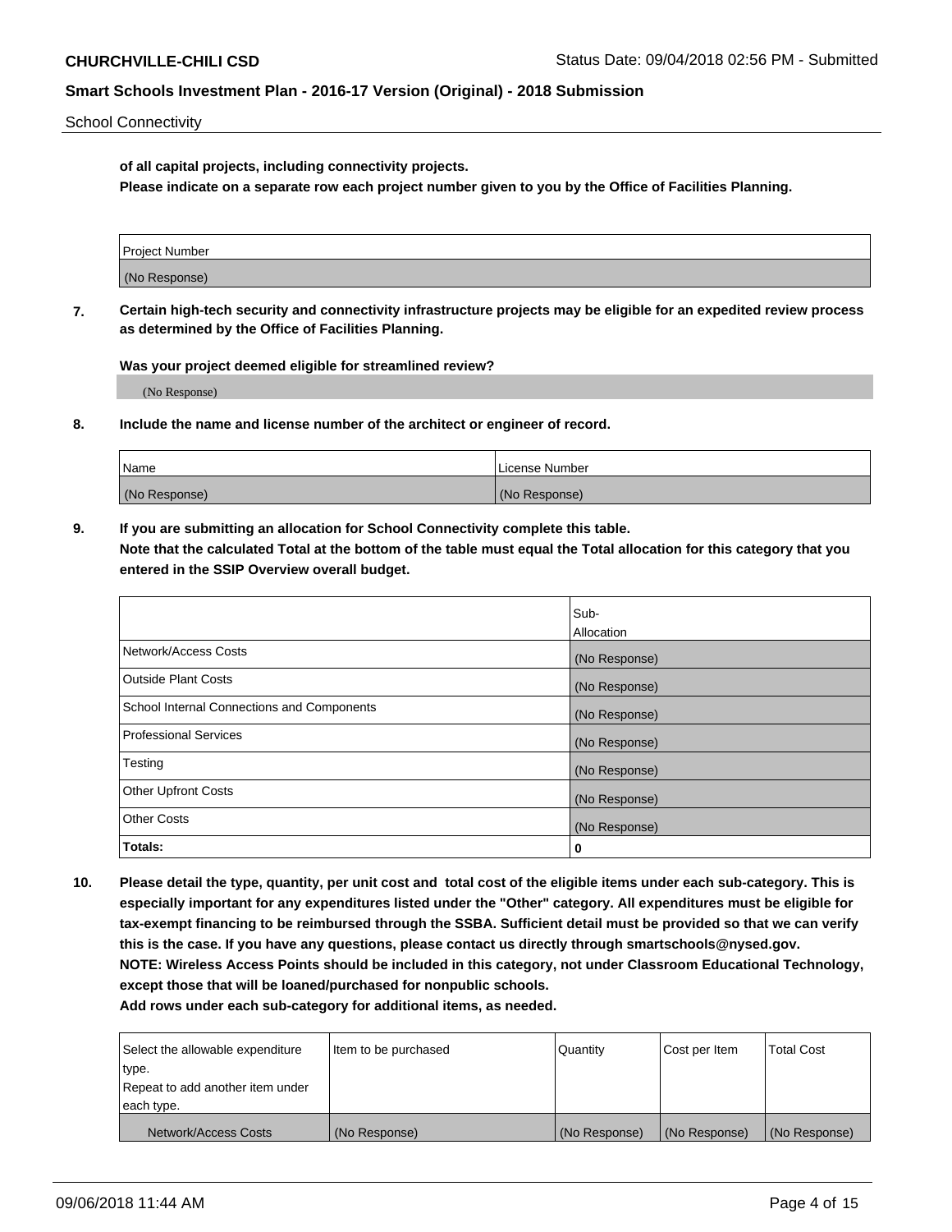**of all capital projects, including connectivity projects.**
**Please indicate on a separate row each project number given to you by the Office of Facilities Planning.**

| Project Number |
| --- |
| (No Response) |

**7. Certain high-tech security and connectivity infrastructure projects may be eligible for an expedited review process as determined by the Office of Facilities Planning.**

**Was your project deemed eligible for streamlined review?**

(No Response)

**8. Include the name and license number of the architect or engineer of record.**

| Name | License Number |
| --- | --- |
| (No Response) | (No Response) |

**9. If you are submitting an allocation for School Connectivity complete this table.**
**Note that the calculated Total at the bottom of the table must equal the Total allocation for this category that you entered in the SSIP Overview overall budget.**

| | Sub-Allocation |
| --- | --- |
| Network/Access Costs | (No Response) |
| Outside Plant Costs | (No Response) |
| School Internal Connections and Components | (No Response) |
| Professional Services | (No Response) |
| Testing | (No Response) |
| Other Upfront Costs | (No Response) |
| Other Costs | (No Response) |
| **Totals:** | **0** |

**10. Please detail the type, quantity, per unit cost and total cost of the eligible items under each sub-category. This is especially important for any expenditures listed under the "Other" category. All expenditures must be eligible for tax-exempt financing to be reimbursed through the SSBA. Sufficient detail must be provided so that we can verify this is the case. If you have any questions, please contact us directly through smartschools@nysed.gov.**
**NOTE: Wireless Access Points should be included in this category, not under Classroom Educational Technology, except those that will be loaned/purchased for nonpublic schools.**
**Add rows under each sub-category for additional items, as needed.**

| Select the allowable expenditure type. Repeat to add another item under each type. | Item to be purchased | Quantity | Cost per Item | Total Cost |
| --- | --- | --- | --- | --- |
| Network/Access Costs | (No Response) | (No Response) | (No Response) | (No Response) |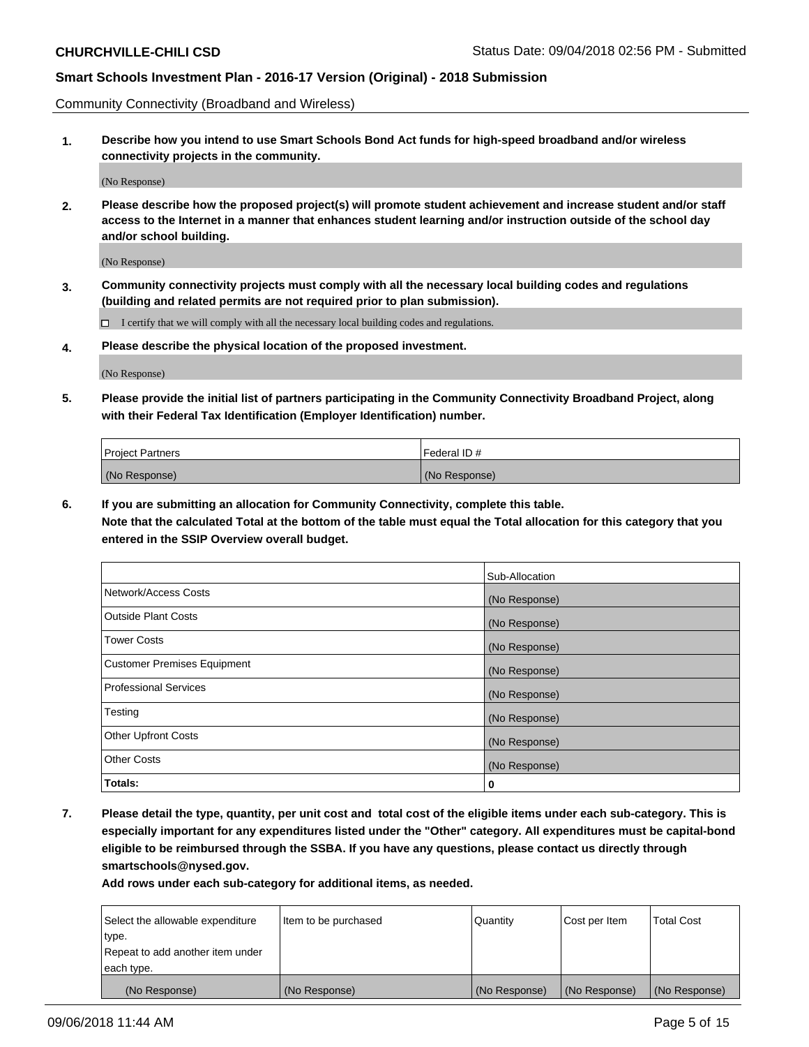Community Connectivity (Broadband and Wireless)

**1. Describe how you intend to use Smart Schools Bond Act funds for high-speed broadband and/or wireless connectivity projects in the community.**

(No Response)

**2. Please describe how the proposed project(s) will promote student achievement and increase student and/or staff access to the Internet in a manner that enhances student learning and/or instruction outside of the school day and/or school building.**

(No Response)

**3. Community connectivity projects must comply with all the necessary local building codes and regulations (building and related permits are not required prior to plan submission).**

☐ I certify that we will comply with all the necessary local building codes and regulations.

**4. Please describe the physical location of the proposed investment.**

(No Response)

**5. Please provide the initial list of partners participating in the Community Connectivity Broadband Project, along with their Federal Tax Identification (Employer Identification) number.**

| Project Partners | Federal ID # |
| --- | --- |
| (No Response) | (No Response) |

**6. If you are submitting an allocation for Community Connectivity, complete this table.**
**Note that the calculated Total at the bottom of the table must equal the Total allocation for this category that you entered in the SSIP Overview overall budget.**

| | Sub-Allocation |
| --- | --- |
| Network/Access Costs | (No Response) |
| Outside Plant Costs | (No Response) |
| Tower Costs | (No Response) |
| Customer Premises Equipment | (No Response) |
| Professional Services | (No Response) |
| Testing | (No Response) |
| Other Upfront Costs | (No Response) |
| Other Costs | (No Response) |
| **Totals:** | **0** |

**7. Please detail the type, quantity, per unit cost and total cost of the eligible items under each sub-category. This is especially important for any expenditures listed under the "Other" category. All expenditures must be capital-bond eligible to be reimbursed through the SSBA. If you have any questions, please contact us directly through smartschools@nysed.gov.**

**Add rows under each sub-category for additional items, as needed.**

| Select the allowable expenditure type. Repeat to add another item under each type. | Item to be purchased | Quantity | Cost per Item | Total Cost |
| --- | --- | --- | --- | --- |
| (No Response) | (No Response) | (No Response) | (No Response) | (No Response) |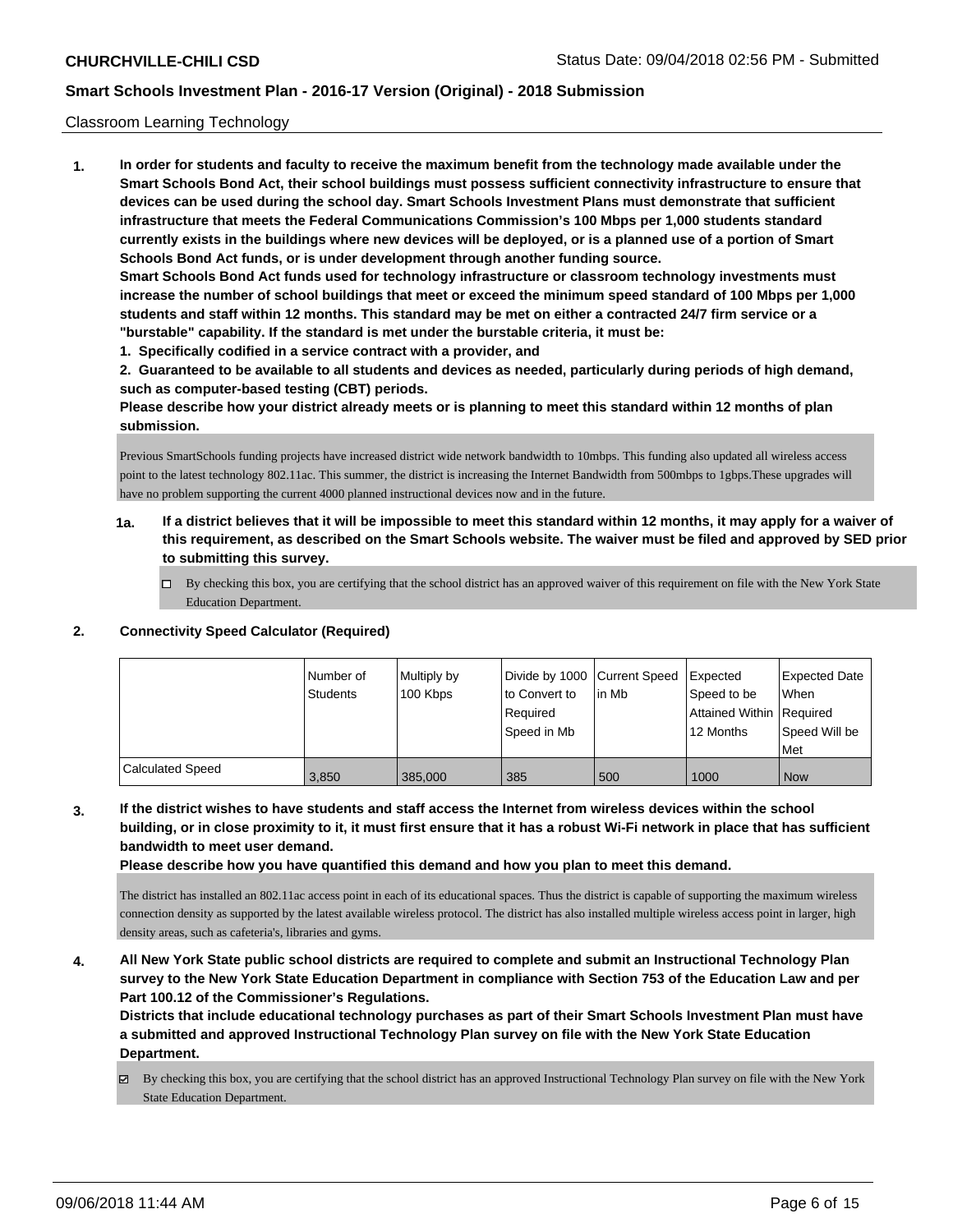Classroom Learning Technology

**1. In order for students and faculty to receive the maximum benefit from the technology made available under the Smart Schools Bond Act, their school buildings must possess sufficient connectivity infrastructure to ensure that devices can be used during the school day. Smart Schools Investment Plans must demonstrate that sufficient infrastructure that meets the Federal Communications Commission's 100 Mbps per 1,000 students standard currently exists in the buildings where new devices will be deployed, or is a planned use of a portion of Smart Schools Bond Act funds, or is under development through another funding source.**

**Smart Schools Bond Act funds used for technology infrastructure or classroom technology investments must increase the number of school buildings that meet or exceed the minimum speed standard of 100 Mbps per 1,000 students and staff within 12 months. This standard may be met on either a contracted 24/7 firm service or a "burstable" capability. If the standard is met under the burstable criteria, it must be:**

**1. Specifically codified in a service contract with a provider, and**

**2. Guaranteed to be available to all students and devices as needed, particularly during periods of high demand, such as computer-based testing (CBT) periods.**

**Please describe how your district already meets or is planning to meet this standard within 12 months of plan submission.**

Previous SmartSchools funding projects have increased district wide network bandwidth to 10mbps. This funding also updated all wireless access point to the latest technology 802.11ac. This summer, the district is increasing the Internet Bandwidth from 500mbps to 1gbps.These upgrades will have no problem supporting the current 4000 planned instructional devices now and in the future.

**1a. If a district believes that it will be impossible to meet this standard within 12 months, it may apply for a waiver of this requirement, as described on the Smart Schools website. The waiver must be filed and approved by SED prior to submitting this survey.**

☐ By checking this box, you are certifying that the school district has an approved waiver of this requirement on file with the New York State Education Department.

**2. Connectivity Speed Calculator (Required)**

| | Number of Students | Multiply by 100 Kbps | Divide by 1000 to Convert to Required Speed in Mb | Current Speed in Mb | Expected Speed to be Attained Within 12 Months | Expected Date When Required Speed Will be Met |
|---|---|---|---|---|---|---|
| Calculated Speed | 3,850 | 385,000 | 385 | 500 | 1000 | Now |

**3. If the district wishes to have students and staff access the Internet from wireless devices within the school building, or in close proximity to it, it must first ensure that it has a robust Wi-Fi network in place that has sufficient bandwidth to meet user demand.**

**Please describe how you have quantified this demand and how you plan to meet this demand.**

The district has installed an 802.11ac access point in each of its educational spaces. Thus the district is capable of supporting the maximum wireless connection density as supported by the latest available wireless protocol. The district has also installed multiple wireless access point in larger, high density areas, such as cafeteria's, libraries and gyms.

**4. All New York State public school districts are required to complete and submit an Instructional Technology Plan survey to the New York State Education Department in compliance with Section 753 of the Education Law and per Part 100.12 of the Commissioner's Regulations.**

**Districts that include educational technology purchases as part of their Smart Schools Investment Plan must have a submitted and approved Instructional Technology Plan survey on file with the New York State Education Department.**

☑ By checking this box, you are certifying that the school district has an approved Instructional Technology Plan survey on file with the New York State Education Department.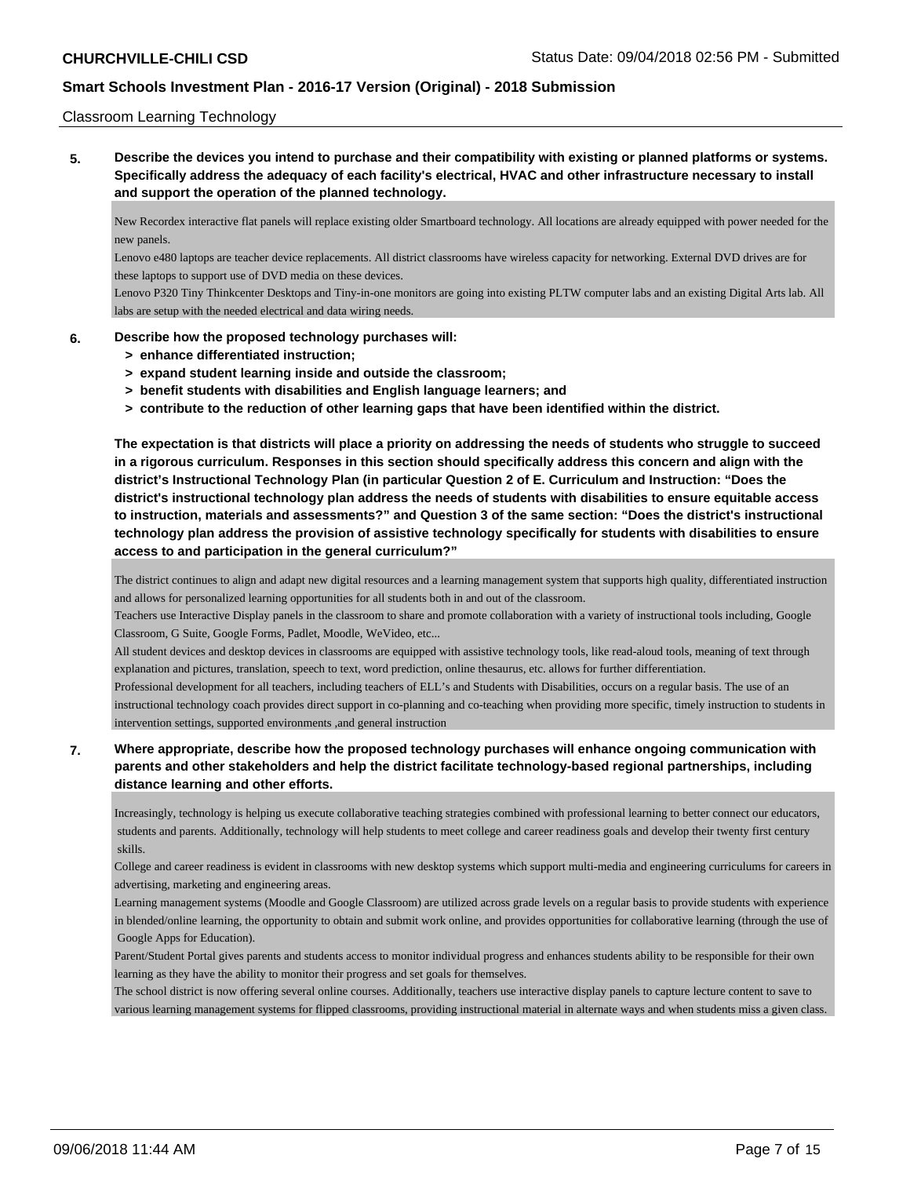Classroom Learning Technology

**5. Describe the devices you intend to purchase and their compatibility with existing or planned platforms or systems. Specifically address the adequacy of each facility's electrical, HVAC and other infrastructure necessary to install and support the operation of the planned technology.**

New Recordex interactive flat panels will replace existing older Smartboard technology. All locations are already equipped with power needed for the new panels.
Lenovo e480 laptops are teacher device replacements. All district classrooms have wireless capacity for networking. External DVD drives are for these laptops to support use of DVD media on these devices.
Lenovo P320 Tiny Thinkcenter Desktops and Tiny-in-one monitors are going into existing PLTW computer labs and an existing Digital Arts lab. All labs are setup with the needed electrical and data wiring needs.

**6. Describe how the proposed technology purchases will:**
**> enhance differentiated instruction;**
**> expand student learning inside and outside the classroom;**
**> benefit students with disabilities and English language learners; and**
**> contribute to the reduction of other learning gaps that have been identified within the district.**

**The expectation is that districts will place a priority on addressing the needs of students who struggle to succeed in a rigorous curriculum. Responses in this section should specifically address this concern and align with the district's Instructional Technology Plan (in particular Question 2 of E. Curriculum and Instruction: "Does the district's instructional technology plan address the needs of students with disabilities to ensure equitable access to instruction, materials and assessments?" and Question 3 of the same section: "Does the district's instructional technology plan address the provision of assistive technology specifically for students with disabilities to ensure access to and participation in the general curriculum?"**

The district continues to align and adapt new digital resources and a learning management system that supports high quality, differentiated instruction and allows for personalized learning opportunities for all students both in and out of the classroom.
Teachers use Interactive Display panels in the classroom to share and promote collaboration with a variety of instructional tools including, Google Classroom, G Suite, Google Forms, Padlet, Moodle, WeVideo, etc...
All student devices and desktop devices in classrooms are equipped with assistive technology tools, like read-aloud tools, meaning of text through explanation and pictures, translation, speech to text, word prediction, online thesaurus, etc. allows for further differentiation.
Professional development for all teachers, including teachers of ELL's and Students with Disabilities, occurs on a regular basis. The use of an instructional technology coach provides direct support in co-planning and co-teaching when providing more specific, timely instruction to students in intervention settings, supported environments ,and general instruction

**7. Where appropriate, describe how the proposed technology purchases will enhance ongoing communication with parents and other stakeholders and help the district facilitate technology-based regional partnerships, including distance learning and other efforts.**

Increasingly, technology is helping us execute collaborative teaching strategies combined with professional learning to better connect our educators, students and parents. Additionally, technology will help students to meet college and career readiness goals and develop their twenty first century skills.
College and career readiness is evident in classrooms with new desktop systems which support multi-media and engineering curriculums for careers in advertising, marketing and engineering areas.
Learning management systems (Moodle and Google Classroom) are utilized across grade levels on a regular basis to provide students with experience in blended/online learning, the opportunity to obtain and submit work online, and provides opportunities for collaborative learning (through the use of Google Apps for Education).
Parent/Student Portal gives parents and students access to monitor individual progress and enhances students ability to be responsible for their own learning as they have the ability to monitor their progress and set goals for themselves.
The school district is now offering several online courses. Additionally, teachers use interactive display panels to capture lecture content to save to various learning management systems for flipped classrooms, providing instructional material in alternate ways and when students miss a given class.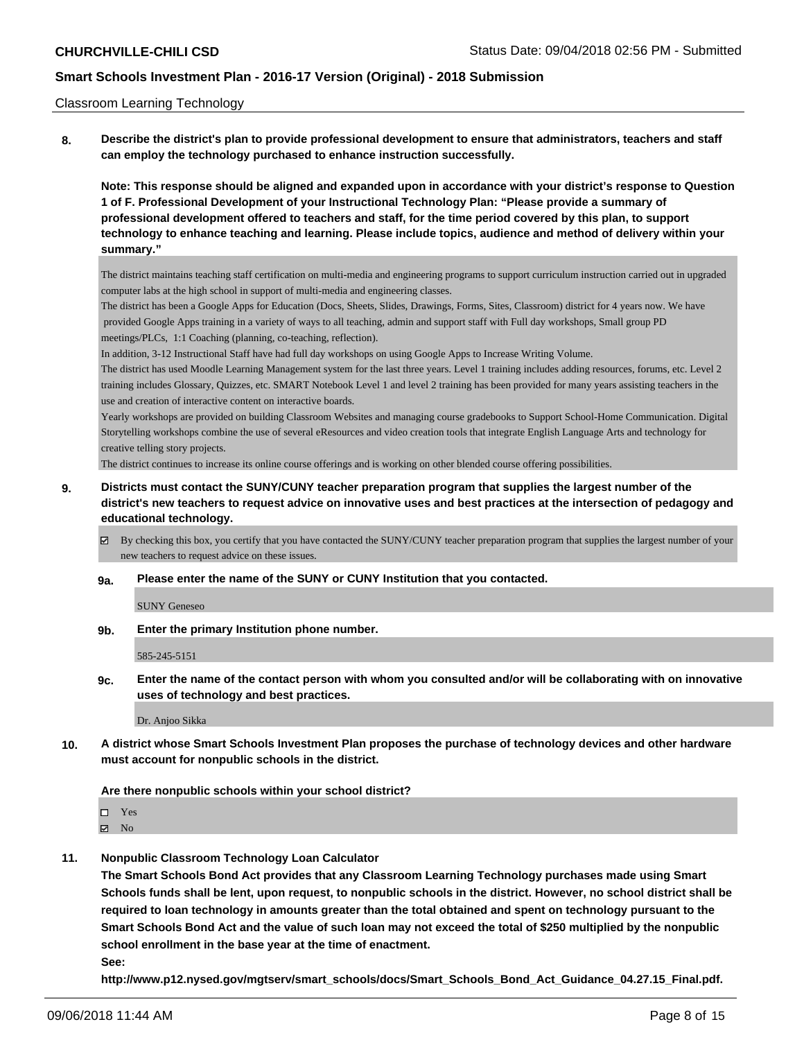Classroom Learning Technology

**8. Describe the district's plan to provide professional development to ensure that administrators, teachers and staff can employ the technology purchased to enhance instruction successfully.**

**Note: This response should be aligned and expanded upon in accordance with your district's response to Question 1 of F. Professional Development of your Instructional Technology Plan: "Please provide a summary of professional development offered to teachers and staff, for the time period covered by this plan, to support technology to enhance teaching and learning. Please include topics, audience and method of delivery within your summary."**

The district maintains teaching staff certification on multi-media and engineering programs to support curriculum instruction carried out in upgraded computer labs at the high school in support of multi-media and engineering classes.
The district has been a Google Apps for Education (Docs, Sheets, Slides, Drawings, Forms, Sites, Classroom) district for 4 years now. We have provided Google Apps training in a variety of ways to all teaching, admin and support staff with Full day workshops, Small group PD meetings/PLCs, 1:1 Coaching (planning, co-teaching, reflection).
In addition, 3-12 Instructional Staff have had full day workshops on using Google Apps to Increase Writing Volume.
The district has used Moodle Learning Management system for the last three years. Level 1 training includes adding resources, forums, etc. Level 2 training includes Glossary, Quizzes, etc. SMART Notebook Level 1 and level 2 training has been provided for many years assisting teachers in the use and creation of interactive content on interactive boards.
Yearly workshops are provided on building Classroom Websites and managing course gradebooks to Support School-Home Communication. Digital Storytelling workshops combine the use of several eResources and video creation tools that integrate English Language Arts and technology for creative telling story projects.
The district continues to increase its online course offerings and is working on other blended course offering possibilities.

**9. Districts must contact the SUNY/CUNY teacher preparation program that supplies the largest number of the district's new teachers to request advice on innovative uses and best practices at the intersection of pedagogy and educational technology.**

☑ By checking this box, you certify that you have contacted the SUNY/CUNY teacher preparation program that supplies the largest number of your new teachers to request advice on these issues.

**9a. Please enter the name of the SUNY or CUNY Institution that you contacted.**

SUNY Geneseo

**9b. Enter the primary Institution phone number.**

585-245-5151

**9c. Enter the name of the contact person with whom you consulted and/or will be collaborating with on innovative uses of technology and best practices.**

Dr. Anjoo Sikka

**10. A district whose Smart Schools Investment Plan proposes the purchase of technology devices and other hardware must account for nonpublic schools in the district.**

**Are there nonpublic schools within your school district?**

☐ Yes
☑ No

**11. Nonpublic Classroom Technology Loan Calculator**

**The Smart Schools Bond Act provides that any Classroom Learning Technology purchases made using Smart Schools funds shall be lent, upon request, to nonpublic schools in the district. However, no school district shall be required to loan technology in amounts greater than the total obtained and spent on technology pursuant to the Smart Schools Bond Act and the value of such loan may not exceed the total of $250 multiplied by the nonpublic school enrollment in the base year at the time of enactment.**
**See:**
**http://www.p12.nysed.gov/mgtserv/smart_schools/docs/Smart_Schools_Bond_Act_Guidance_04.27.15_Final.pdf.**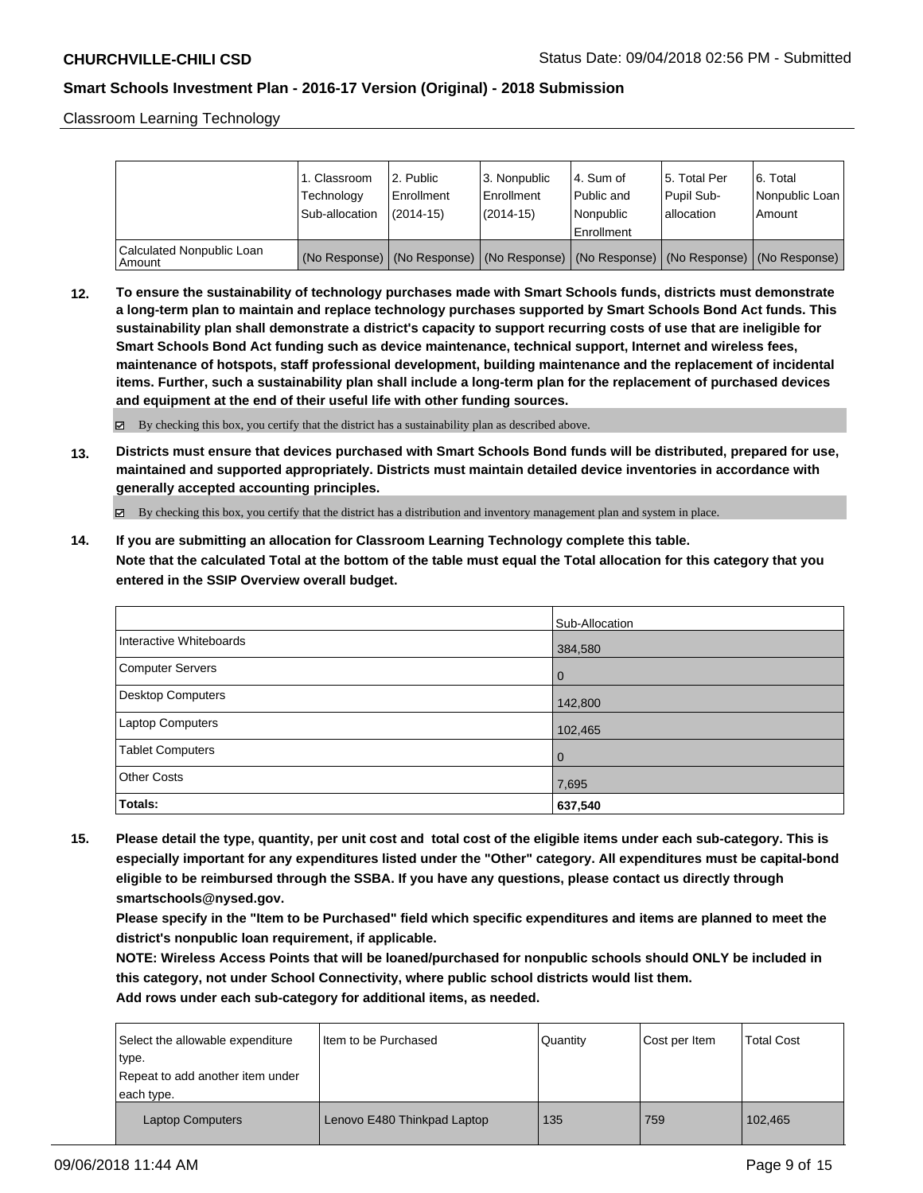Classroom Learning Technology

| | 1. Classroom Technology Sub-allocation | 2. Public Enrollment (2014-15) | 3. Nonpublic Enrollment (2014-15) | 4. Sum of Public and Nonpublic Enrollment | 5. Total Per Pupil Sub-allocation | 6. Total Nonpublic Loan Amount |
|---|---|---|---|---|---|---|
| Calculated Nonpublic Loan Amount | (No Response) | (No Response) | (No Response) | (No Response) | (No Response) | (No Response) |

**12. To ensure the sustainability of technology purchases made with Smart Schools funds, districts must demonstrate a long-term plan to maintain and replace technology purchases supported by Smart Schools Bond Act funds. This sustainability plan shall demonstrate a district's capacity to support recurring costs of use that are ineligible for Smart Schools Bond Act funding such as device maintenance, technical support, Internet and wireless fees, maintenance of hotspots, staff professional development, building maintenance and the replacement of incidental items. Further, such a sustainability plan shall include a long-term plan for the replacement of purchased devices and equipment at the end of their useful life with other funding sources.**

☑ By checking this box, you certify that the district has a sustainability plan as described above.

**13. Districts must ensure that devices purchased with Smart Schools Bond funds will be distributed, prepared for use, maintained and supported appropriately. Districts must maintain detailed device inventories in accordance with generally accepted accounting principles.**

☑ By checking this box, you certify that the district has a distribution and inventory management plan and system in place.

**14. If you are submitting an allocation for Classroom Learning Technology complete this table.**
**Note that the calculated Total at the bottom of the table must equal the Total allocation for this category that you entered in the SSIP Overview overall budget.**

| | Sub-Allocation |
|---|---|
| Interactive Whiteboards | 384,580 |
| Computer Servers | 0 |
| Desktop Computers | 142,800 |
| Laptop Computers | 102,465 |
| Tablet Computers | 0 |
| Other Costs | 7,695 |
| **Totals:** | **637,540** |

**15. Please detail the type, quantity, per unit cost and total cost of the eligible items under each sub-category. This is especially important for any expenditures listed under the "Other" category. All expenditures must be capital-bond eligible to be reimbursed through the SSBA. If you have any questions, please contact us directly through smartschools@nysed.gov.**
**Please specify in the "Item to be Purchased" field which specific expenditures and items are planned to meet the district's nonpublic loan requirement, if applicable.**
**NOTE: Wireless Access Points that will be loaned/purchased for nonpublic schools should ONLY be included in this category, not under School Connectivity, where public school districts would list them.**
**Add rows under each sub-category for additional items, as needed.**

| Select the allowable expenditure type. Repeat to add another item under each type. | Item to be Purchased | Quantity | Cost per Item | Total Cost |
|---|---|---|---|---|
| Laptop Computers | Lenovo E480 Thinkpad Laptop | 135 | 759 | 102,465 |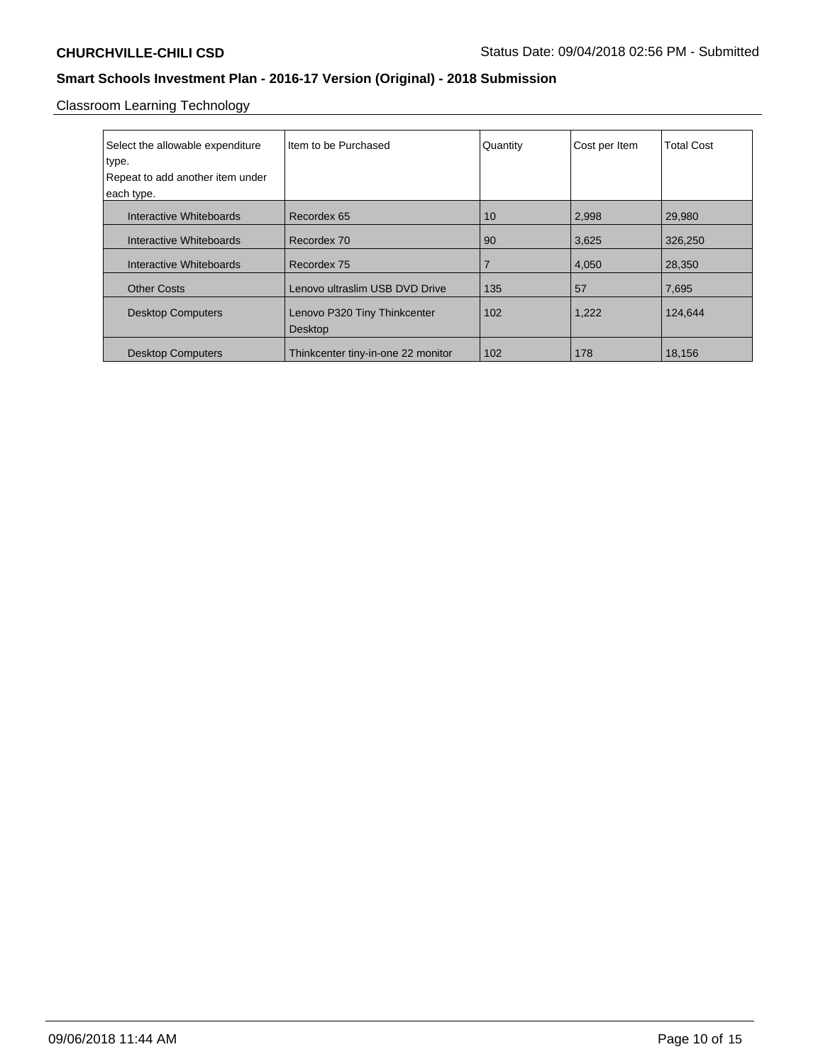Classroom Learning Technology

| Select the allowable expenditure type.<br>Repeat to add another item under each type. | Item to be Purchased | Quantity | Cost per Item | Total Cost |
|---|---|---|---|---|
| Interactive Whiteboards | Recordex 65 | 10 | 2,998 | 29,980 |
| Interactive Whiteboards | Recordex 70 | 90 | 3,625 | 326,250 |
| Interactive Whiteboards | Recordex 75 | 7 | 4,050 | 28,350 |
| Other Costs | Lenovo ultraslim USB DVD Drive | 135 | 57 | 7,695 |
| Desktop Computers | Lenovo P320 Tiny Thinkcenter Desktop | 102 | 1,222 | 124,644 |
| Desktop Computers | Thinkcenter tiny-in-one 22 monitor | 102 | 178 | 18,156 |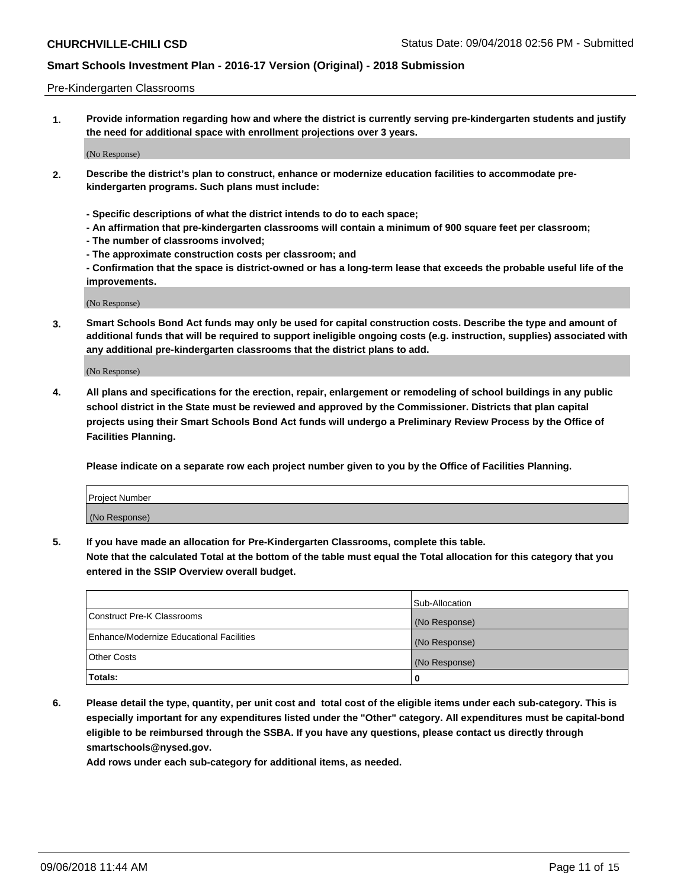Pre-Kindergarten Classrooms

**1. Provide information regarding how and where the district is currently serving pre-kindergarten students and justify the need for additional space with enrollment projections over 3 years.**

(No Response)

**2. Describe the district's plan to construct, enhance or modernize education facilities to accommodate pre-kindergarten programs. Such plans must include:**

**- Specific descriptions of what the district intends to do to each space;**
**- An affirmation that pre-kindergarten classrooms will contain a minimum of 900 square feet per classroom;**
**- The number of classrooms involved;**
**- The approximate construction costs per classroom; and**
**- Confirmation that the space is district-owned or has a long-term lease that exceeds the probable useful life of the improvements.**

(No Response)

**3. Smart Schools Bond Act funds may only be used for capital construction costs. Describe the type and amount of additional funds that will be required to support ineligible ongoing costs (e.g. instruction, supplies) associated with any additional pre-kindergarten classrooms that the district plans to add.**

(No Response)

**4. All plans and specifications for the erection, repair, enlargement or remodeling of school buildings in any public school district in the State must be reviewed and approved by the Commissioner. Districts that plan capital projects using their Smart Schools Bond Act funds will undergo a Preliminary Review Process by the Office of Facilities Planning.**

**Please indicate on a separate row each project number given to you by the Office of Facilities Planning.**

| Project Number |
| --- |
| (No Response) |

**5. If you have made an allocation for Pre-Kindergarten Classrooms, complete this table.**
**Note that the calculated Total at the bottom of the table must equal the Total allocation for this category that you entered in the SSIP Overview overall budget.**

| | Sub-Allocation |
| --- | --- |
| Construct Pre-K Classrooms | (No Response) |
| Enhance/Modernize Educational Facilities | (No Response) |
| Other Costs | (No Response) |
| **Totals:** | **0** |

**6. Please detail the type, quantity, per unit cost and total cost of the eligible items under each sub-category. This is especially important for any expenditures listed under the "Other" category. All expenditures must be capital-bond eligible to be reimbursed through the SSBA. If you have any questions, please contact us directly through smartschools@nysed.gov.**
**Add rows under each sub-category for additional items, as needed.**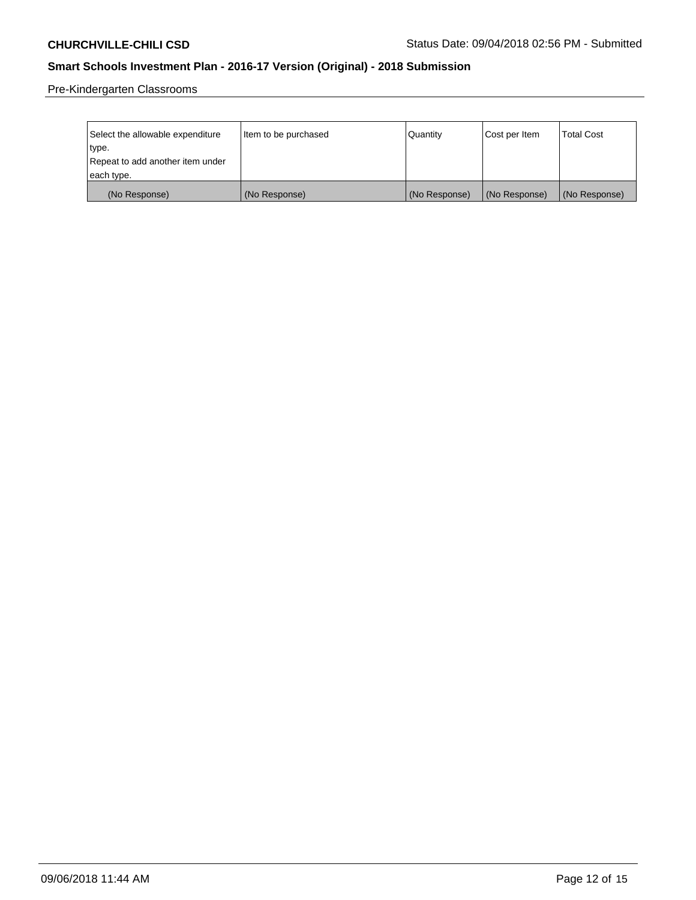Pre-Kindergarten Classrooms

| Select the allowable expenditure type. Repeat to add another item under each type. | Item to be purchased | Quantity | Cost per Item | Total Cost |
|---|---|---|---|---|
| (No Response) | (No Response) | (No Response) | (No Response) | (No Response) |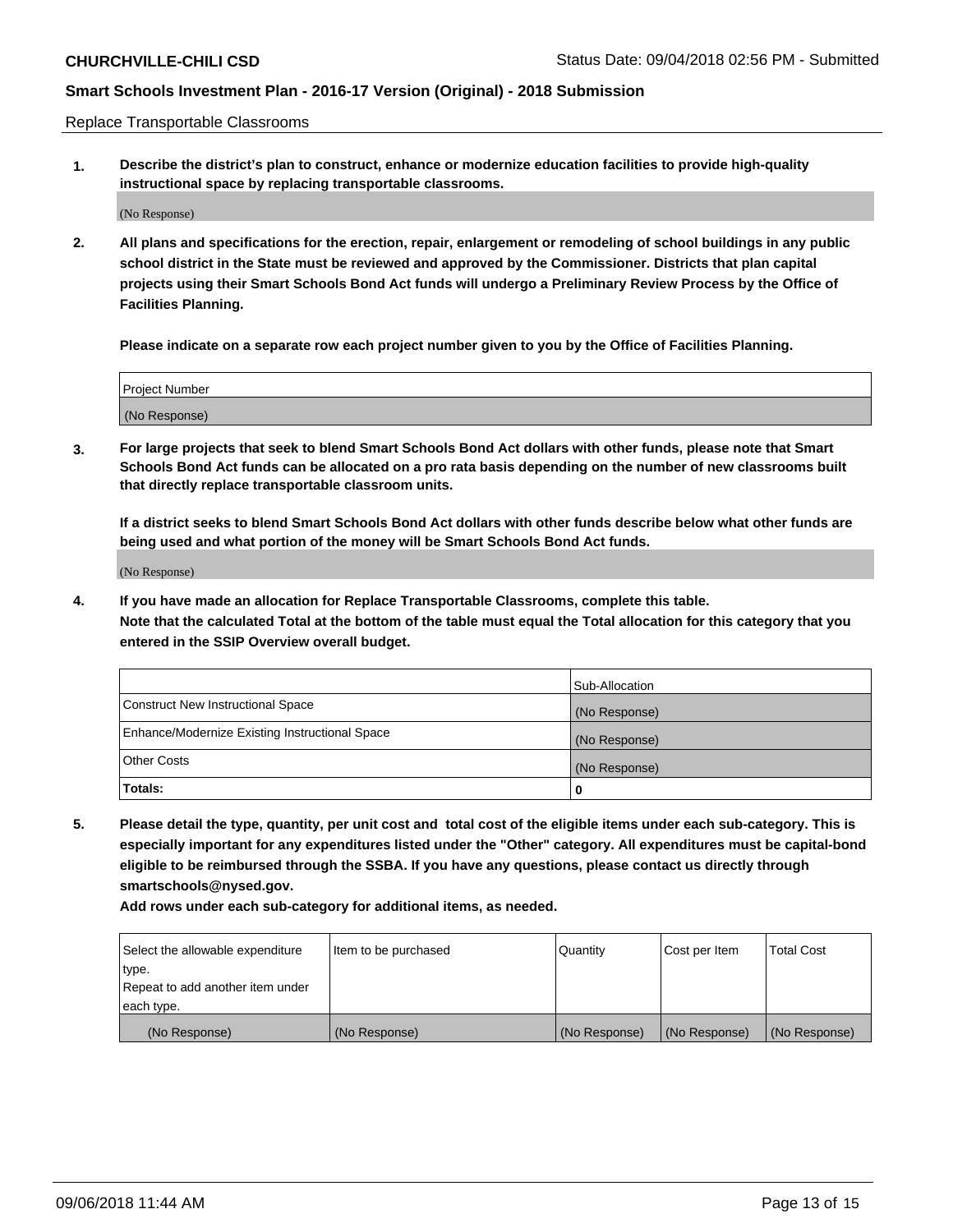Replace Transportable Classrooms

1. **Describe the district's plan to construct, enhance or modernize education facilities to provide high-quality instructional space by replacing transportable classrooms.**

(No Response)

2. **All plans and specifications for the erection, repair, enlargement or remodeling of school buildings in any public school district in the State must be reviewed and approved by the Commissioner. Districts that plan capital projects using their Smart Schools Bond Act funds will undergo a Preliminary Review Process by the Office of Facilities Planning.**

   **Please indicate on a separate row each project number given to you by the Office of Facilities Planning.**

| Project Number |
|---|
| (No Response) |

3. **For large projects that seek to blend Smart Schools Bond Act dollars with other funds, please note that Smart Schools Bond Act funds can be allocated on a pro rata basis depending on the number of new classrooms built that directly replace transportable classroom units.**

   **If a district seeks to blend Smart Schools Bond Act dollars with other funds describe below what other funds are being used and what portion of the money will be Smart Schools Bond Act funds.**

(No Response)

4. **If you have made an allocation for Replace Transportable Classrooms, complete this table.**
   **Note that the calculated Total at the bottom of the table must equal the Total allocation for this category that you entered in the SSIP Overview overall budget.**

| | Sub-Allocation |
|---|---|
| Construct New Instructional Space | (No Response) |
| Enhance/Modernize Existing Instructional Space | (No Response) |
| Other Costs | (No Response) |
| **Totals:** | **0** |

5. **Please detail the type, quantity, per unit cost and total cost of the eligible items under each sub-category. This is especially important for any expenditures listed under the "Other" category. All expenditures must be capital-bond eligible to be reimbursed through the SSBA. If you have any questions, please contact us directly through smartschools@nysed.gov.**

   **Add rows under each sub-category for additional items, as needed.**

| Select the allowable expenditure type. Repeat to add another item under each type. | Item to be purchased | Quantity | Cost per Item | Total Cost |
|---|---|---|---|---|
| (No Response) | (No Response) | (No Response) | (No Response) | (No Response) |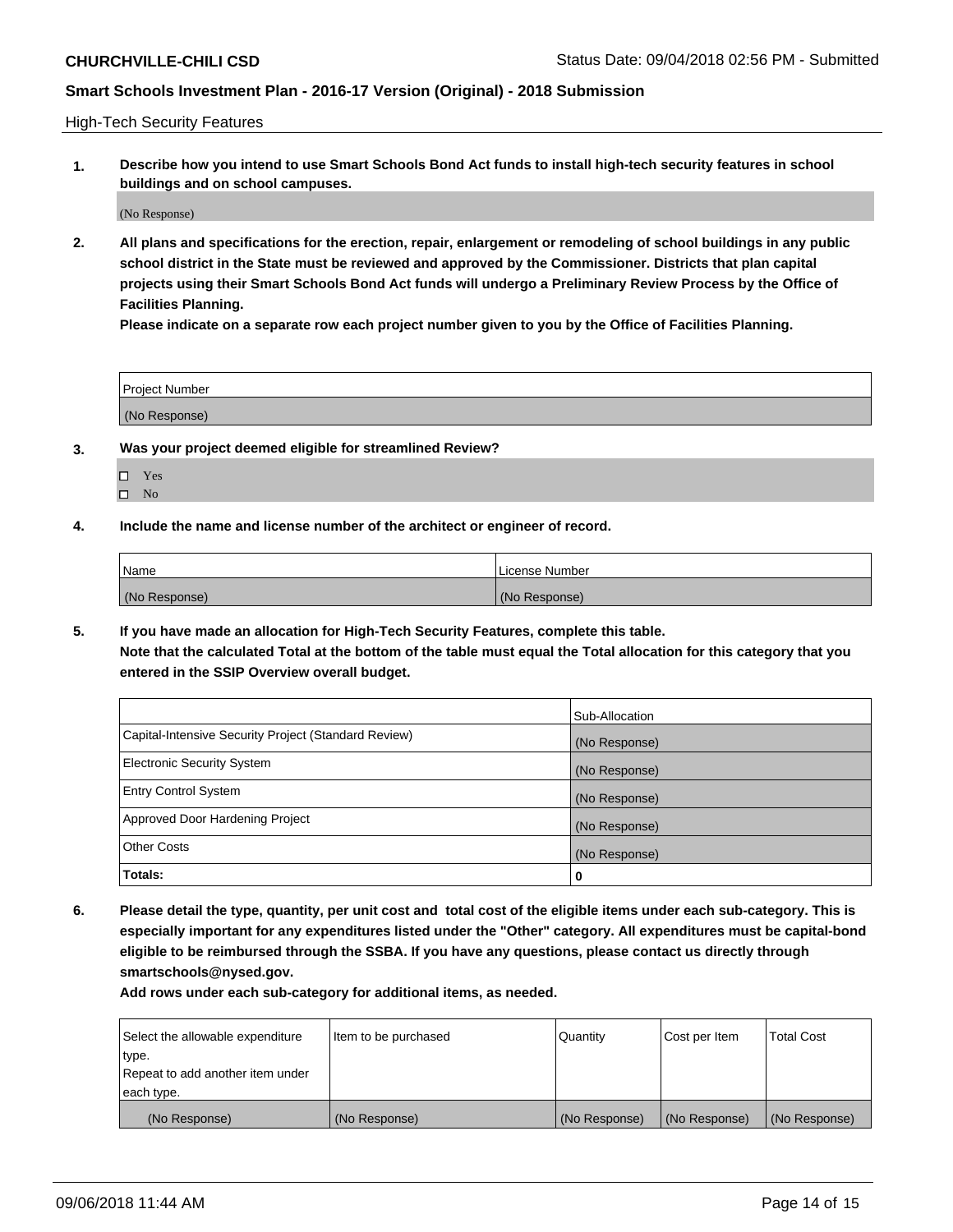## High-Tech Security Features

**1. Describe how you intend to use Smart Schools Bond Act funds to install high-tech security features in school buildings and on school campuses.**

(No Response)

**2. All plans and specifications for the erection, repair, enlargement or remodeling of school buildings in any public school district in the State must be reviewed and approved by the Commissioner. Districts that plan capital projects using their Smart Schools Bond Act funds will undergo a Preliminary Review Process by the Office of Facilities Planning.**

**Please indicate on a separate row each project number given to you by the Office of Facilities Planning.**

| Project Number |
| --- |
| (No Response) |

**3. Was your project deemed eligible for streamlined Review?**

- ☐ Yes
- ☐ No

**4. Include the name and license number of the architect or engineer of record.**

| Name | License Number |
| --- | --- |
| (No Response) | (No Response) |

**5. If you have made an allocation for High-Tech Security Features, complete this table.**
**Note that the calculated Total at the bottom of the table must equal the Total allocation for this category that you entered in the SSIP Overview overall budget.**

| | Sub-Allocation |
| --- | --- |
| Capital-Intensive Security Project (Standard Review) | (No Response) |
| Electronic Security System | (No Response) |
| Entry Control System | (No Response) |
| Approved Door Hardening Project | (No Response) |
| Other Costs | (No Response) |
| **Totals:** | **0** |

**6. Please detail the type, quantity, per unit cost and total cost of the eligible items under each sub-category. This is especially important for any expenditures listed under the "Other" category. All expenditures must be capital-bond eligible to be reimbursed through the SSBA. If you have any questions, please contact us directly through smartschools@nysed.gov.**

**Add rows under each sub-category for additional items, as needed.**

| Select the allowable expenditure type. Repeat to add another item under each type. | Item to be purchased | Quantity | Cost per Item | Total Cost |
| --- | --- | --- | --- | --- |
| (No Response) | (No Response) | (No Response) | (No Response) | (No Response) |